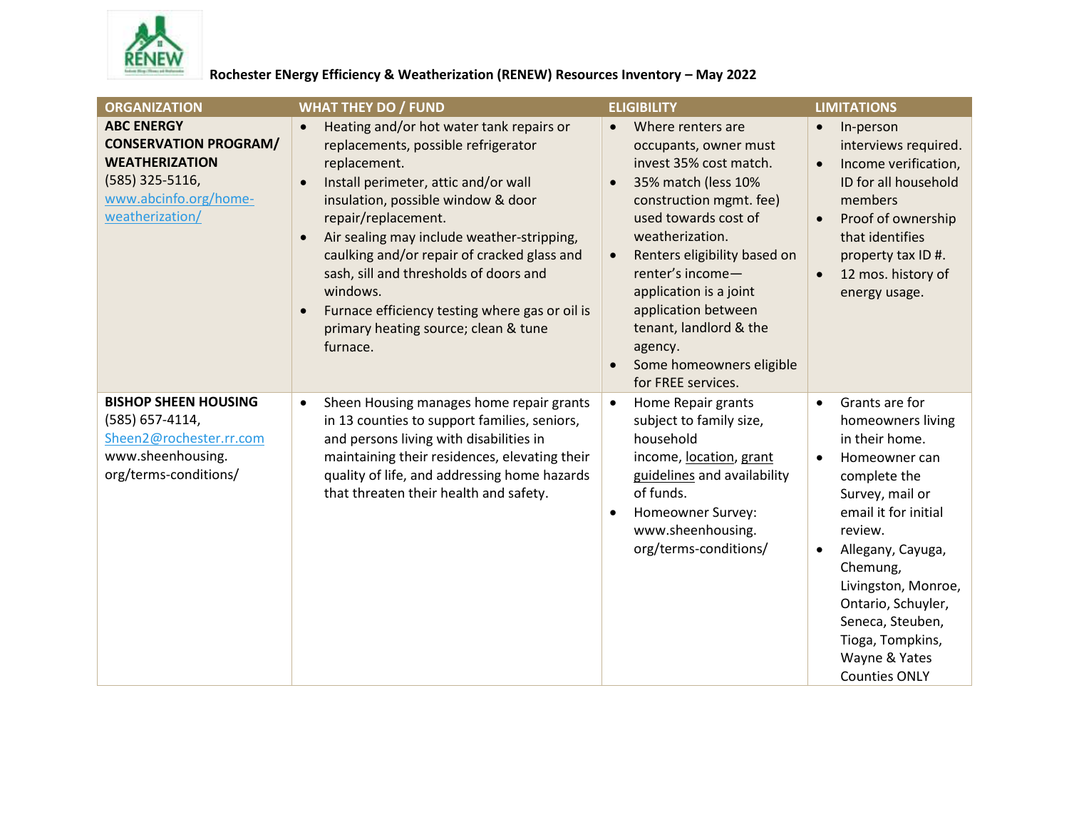# Rochester ENergy Efficiency & Weatherization (RENEW) Resources Inventory – May 2022

| ORGANIZATION | WHAT THEY DO / FUND | ELIGIBILITY | LIMITATIONS |
|---|---|---|---|
| **ABC ENERGY CONSERVATION PROGRAM/ WEATHERIZATION** (585) 325-5116, [www.abcinfo.org/home-weatherization/](www.abcinfo.org/home-weatherization/) | • Heating and/or hot water tank repairs or replacements, possible refrigerator replacement.<br>• Install perimeter, attic and/or wall insulation, possible window & door repair/replacement.<br>• Air sealing may include weather-stripping, caulking and/or repair of cracked glass and sash, sill and thresholds of doors and windows.<br>• Furnace efficiency testing where gas or oil is primary heating source; clean & tune furnace. | • Where renters are occupants, owner must invest 35% cost match.<br>• 35% match (less 10% construction mgmt. fee) used towards cost of weatherization.<br>• Renters eligibility based on renter's income—application is a joint application between tenant, landlord & the agency.<br>• Some homeowners eligible for FREE services. | • In-person interviews required.<br>• Income verification, ID for all household members<br>• Proof of ownership that identifies property tax ID #.<br>• 12 mos. history of energy usage. |
| **BISHOP SHEEN HOUSING** (585) 657-4114, [Sheen2@rochester.rr.com](mailto:Sheen2@rochester.rr.com) www.sheenhousing.org/terms-conditions/ | • Sheen Housing manages home repair grants in 13 counties to support families, seniors, and persons living with disabilities in maintaining their residences, elevating their quality of life, and addressing home hazards that threaten their health and safety. | • Home Repair grants subject to family size, household income, location, grant guidelines and availability of funds.<br>• Homeowner Survey: www.sheenhousing.org/terms-conditions/ | • Grants are for homeowners living in their home.<br>• Homeowner can complete the Survey, mail or email it for initial review.<br>• Allegany, Cayuga, Chemung, Livingston, Monroe, Ontario, Schuyler, Seneca, Steuben, Tioga, Tompkins, Wayne & Yates Counties ONLY |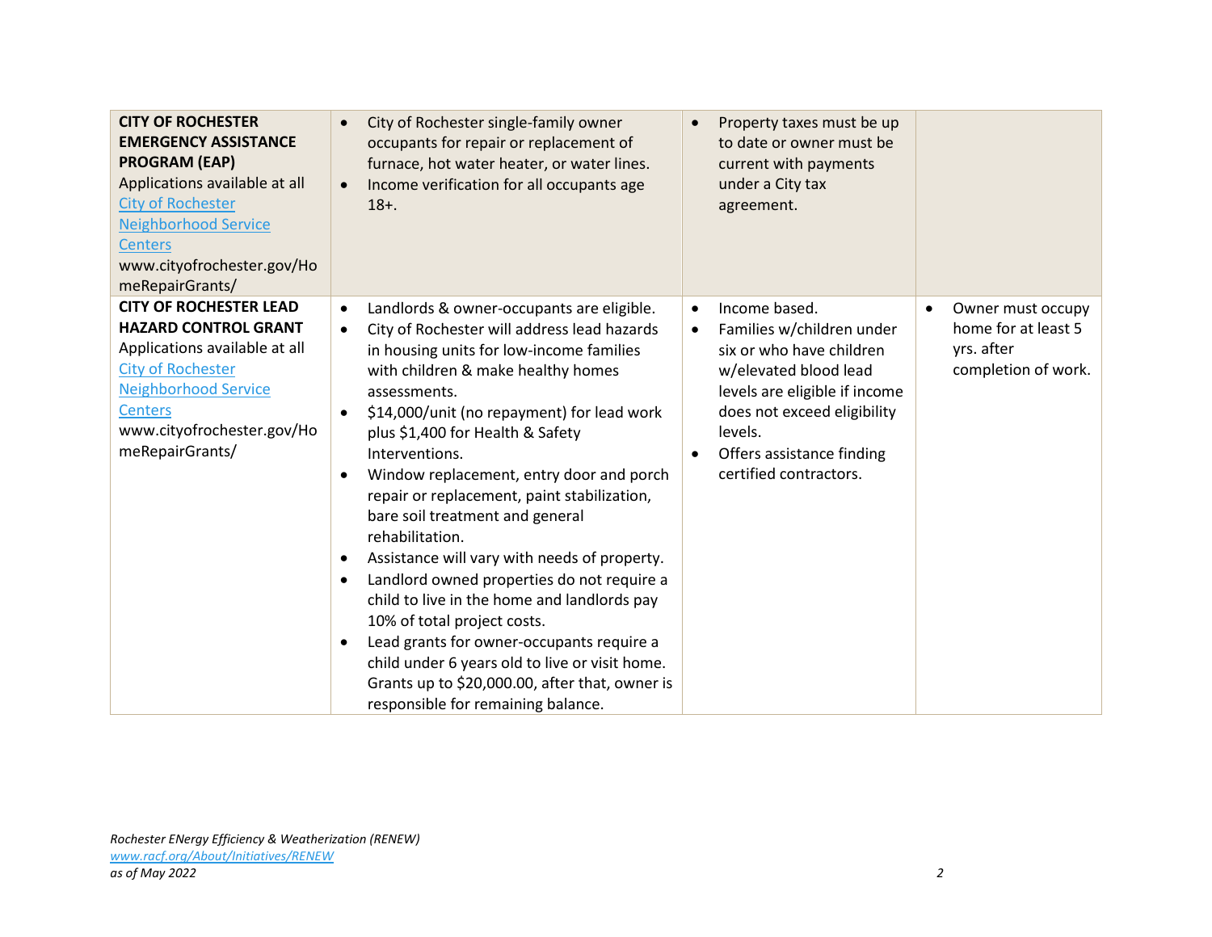| | | | |
|---|---|---|---|
| **CITY OF ROCHESTER EMERGENCY ASSISTANCE PROGRAM (EAP)**<br>Applications available at all City of Rochester Neighborhood Service Centers<br>www.cityofrochester.gov/HomeRepairGrants/ | • City of Rochester single-family owner occupants for repair or replacement of furnace, hot water heater, or water lines.<br>• Income verification for all occupants age 18+. | • Property taxes must be up to date or owner must be current with payments under a City tax agreement. | |
| **CITY OF ROCHESTER LEAD HAZARD CONTROL GRANT**<br>Applications available at all City of Rochester Neighborhood Service Centers<br>www.cityofrochester.gov/HomeRepairGrants/ | • Landlords & owner-occupants are eligible.<br>• City of Rochester will address lead hazards in housing units for low-income families with children & make healthy homes assessments.<br>• $14,000/unit (no repayment) for lead work plus $1,400 for Health & Safety Interventions.<br>• Window replacement, entry door and porch repair or replacement, paint stabilization, bare soil treatment and general rehabilitation.<br>• Assistance will vary with needs of property.<br>• Landlord owned properties do not require a child to live in the home and landlords pay 10% of total project costs.<br>• Lead grants for owner-occupants require a child under 6 years old to live or visit home. Grants up to $20,000.00, after that, owner is responsible for remaining balance. | • Income based.<br>• Families w/children under six or who have children w/elevated blood lead levels are eligible if income does not exceed eligibility levels.<br>• Offers assistance finding certified contractors. | • Owner must occupy home for at least 5 yrs. after completion of work. |

*Rochester ENergy Efficiency & Weatherization (RENEW)*
*www.racf.org/About/Initiatives/RENEW*
*as of May 2022*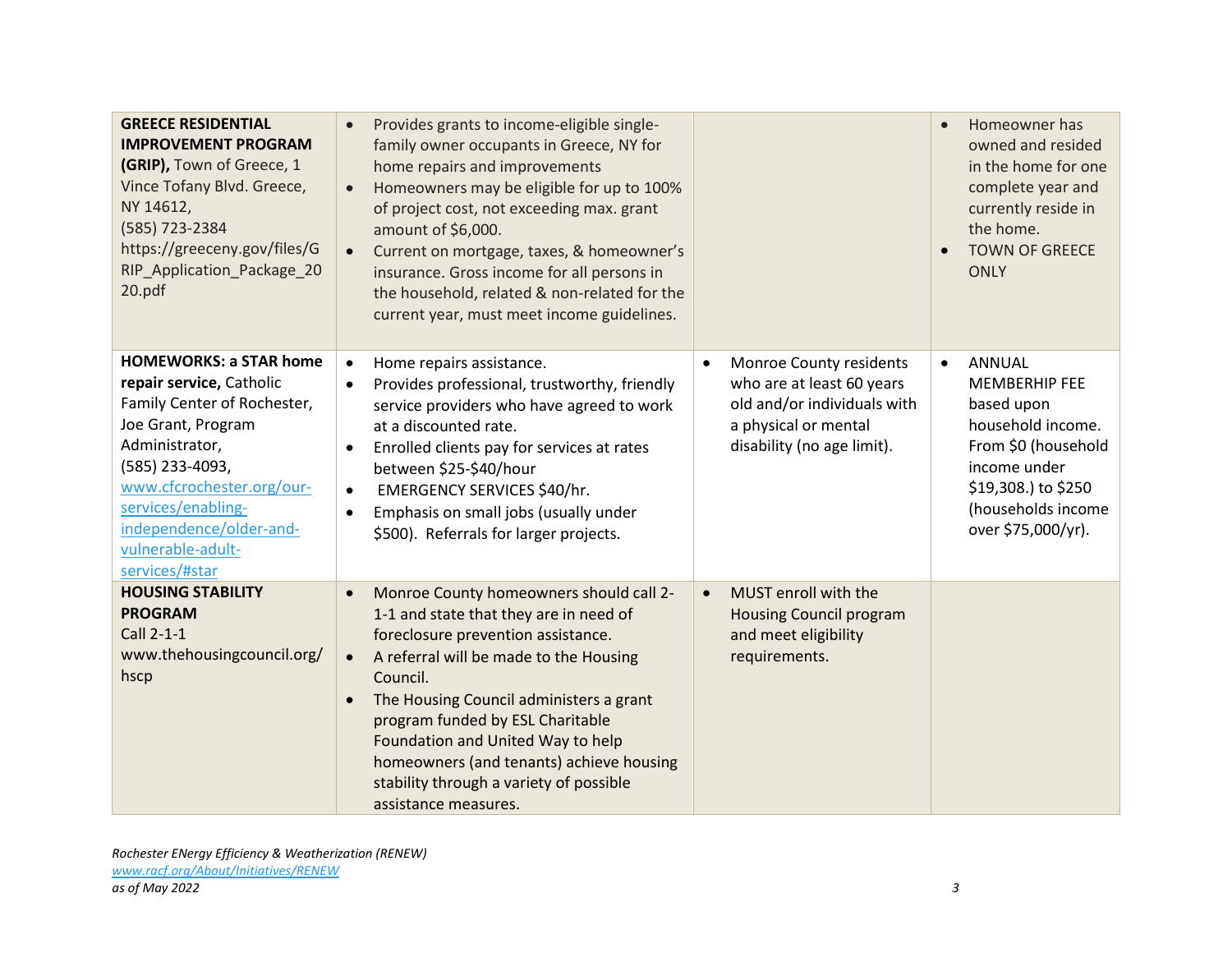| | | | |
|---|---|---|---|
| **GREECE RESIDENTIAL IMPROVEMENT PROGRAM (GRIP),** Town of Greece, 1 Vince Tofany Blvd. Greece, NY 14612, (585) 723-2384 https://greeceny.gov/files/GRIP_Application_Package_2020.pdf | • Provides grants to income-eligible single-family owner occupants in Greece, NY for home repairs and improvements<br>• Homeowners may be eligible for up to 100% of project cost, not exceeding max. grant amount of $6,000.<br>• Current on mortgage, taxes, & homeowner's insurance. Gross income for all persons in the household, related & non-related for the current year, must meet income guidelines. | | • Homeowner has owned and resided in the home for one complete year and currently reside in the home.<br>• TOWN OF GREECE ONLY |
| **HOMEWORKS: a STAR home repair service,** Catholic Family Center of Rochester, Joe Grant, Program Administrator, (585) 233-4093, [www.cfcrochester.org/our-services/enabling-independence/older-and-vulnerable-adult-services/#star](www.cfcrochester.org/our-services/enabling-independence/older-and-vulnerable-adult-services/#star) | • Home repairs assistance.<br>• Provides professional, trustworthy, friendly service providers who have agreed to work at a discounted rate.<br>• Enrolled clients pay for services at rates between $25-$40/hour<br>• EMERGENCY SERVICES $40/hr.<br>• Emphasis on small jobs (usually under $500). Referrals for larger projects. | • Monroe County residents who are at least 60 years old and/or individuals with a physical or mental disability (no age limit). | • ANNUAL MEMBERHIP FEE based upon household income. From $0 (household income under $19,308.) to $250 (households income over $75,000/yr). |
| **HOUSING STABILITY PROGRAM** Call 2-1-1 www.thehousingcouncil.org/hscp | • Monroe County homeowners should call 2-1-1 and state that they are in need of foreclosure prevention assistance.<br>• A referral will be made to the Housing Council.<br>• The Housing Council administers a grant program funded by ESL Charitable Foundation and United Way to help homeowners (and tenants) achieve housing stability through a variety of possible assistance measures. | • MUST enroll with the Housing Council program and meet eligibility requirements. | |

*Rochester ENergy Efficiency & Weatherization (RENEW)*
*[www.racf.org/About/Initiatives/RENEW](www.racf.org/About/Initiatives/RENEW)*
*as of May 2022*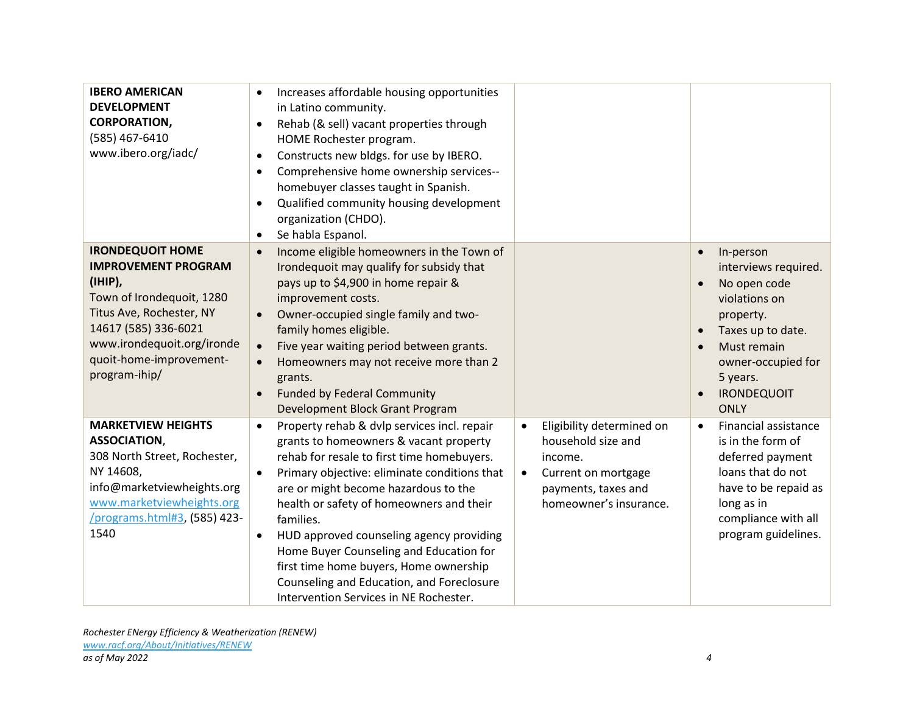| | | | |
|---|---|---|---|
| **IBERO AMERICAN DEVELOPMENT CORPORATION,** (585) 467-6410 www.ibero.org/iadc/ | • Increases affordable housing opportunities in Latino community.<br>• Rehab (& sell) vacant properties through HOME Rochester program.<br>• Constructs new bldgs. for use by IBERO.<br>• Comprehensive home ownership services--homebuyer classes taught in Spanish.<br>• Qualified community housing development organization (CHDO).<br>• Se habla Espanol. | | |
| **IRONDEQUOIT HOME IMPROVEMENT PROGRAM (IHIP),** Town of Irondequoit, 1280 Titus Ave, Rochester, NY 14617 (585) 336-6021 www.irondequoit.org/irondequoit-home-improvement-program-ihip/ | • Income eligible homeowners in the Town of Irondequoit may qualify for subsidy that pays up to $4,900 in home repair & improvement costs.<br>• Owner-occupied single family and two-family homes eligible.<br>• Five year waiting period between grants.<br>• Homeowners may not receive more than 2 grants.<br>• Funded by Federal Community Development Block Grant Program | | • In-person interviews required.<br>• No open code violations on property.<br>• Taxes up to date.<br>• Must remain owner-occupied for 5 years.<br>• IRONDEQUOIT ONLY |
| **MARKETVIEW HEIGHTS ASSOCIATION**, 308 North Street, Rochester, NY 14608, info@marketviewheights.org www.marketviewheights.org/programs.html#3, (585) 423-1540 | • Property rehab & dvlp services incl. repair grants to homeowners & vacant property rehab for resale to first time homebuyers.<br>• Primary objective: eliminate conditions that are or might become hazardous to the health or safety of homeowners and their families.<br>• HUD approved counseling agency providing Home Buyer Counseling and Education for first time home buyers, Home ownership Counseling and Education, and Foreclosure Intervention Services in NE Rochester. | • Eligibility determined on household size and income.<br>• Current on mortgage payments, taxes and homeowner's insurance. | • Financial assistance is in the form of deferred payment loans that do not have to be repaid as long as in compliance with all program guidelines. |

*Rochester ENergy Efficiency & Weatherization (RENEW)*
*www.racf.org/About/Initiatives/RENEW*
*as of May 2022*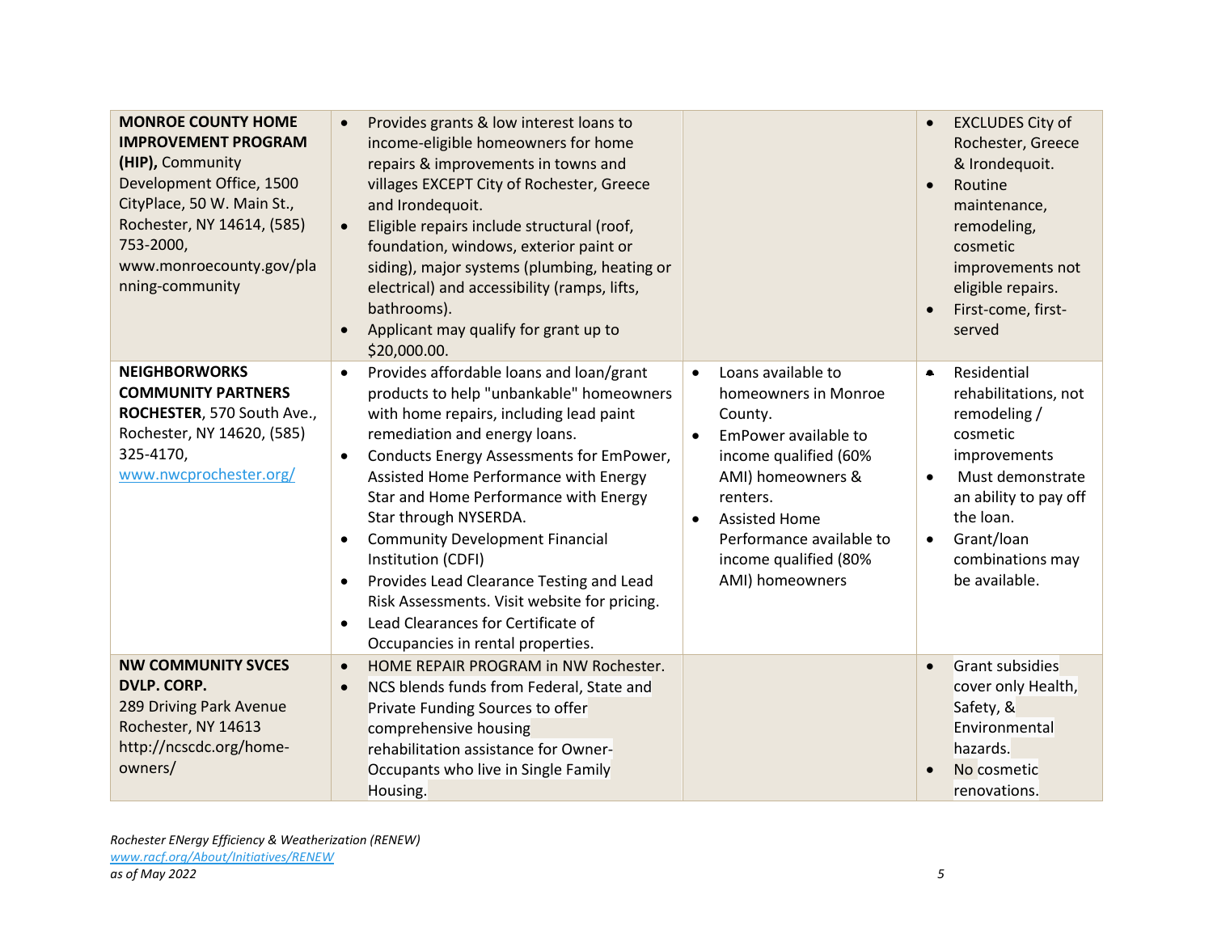| | | | |
|---|---|---|---|
| **MONROE COUNTY HOME IMPROVEMENT PROGRAM (HIP),** Community Development Office, 1500 CityPlace, 50 W. Main St., Rochester, NY 14614, (585) 753-2000, www.monroecounty.gov/planning-community | • Provides grants & low interest loans to income-eligible homeowners for home repairs & improvements in towns and villages EXCEPT City of Rochester, Greece and Irondequoit.<br>• Eligible repairs include structural (roof, foundation, windows, exterior paint or siding), major systems (plumbing, heating or electrical) and accessibility (ramps, lifts, bathrooms).<br>• Applicant may qualify for grant up to $20,000.00. | | • EXCLUDES City of Rochester, Greece & Irondequoit.<br>• Routine maintenance, remodeling, cosmetic improvements not eligible repairs.<br>• First-come, first-served |
| **NEIGHBORWORKS COMMUNITY PARTNERS ROCHESTER**, 570 South Ave., Rochester, NY 14620, (585) 325-4170, [www.nwcprochester.org/](www.nwcprochester.org/) | • Provides affordable loans and loan/grant products to help "unbankable" homeowners with home repairs, including lead paint remediation and energy loans.<br>• Conducts Energy Assessments for EmPower, Assisted Home Performance with Energy Star and Home Performance with Energy Star through NYSERDA.<br>• Community Development Financial Institution (CDFI)<br>• Provides Lead Clearance Testing and Lead Risk Assessments. Visit website for pricing.<br>• Lead Clearances for Certificate of Occupancies in rental properties. | • Loans available to homeowners in Monroe County.<br>• EmPower available to income qualified (60% AMI) homeowners & renters.<br>• Assisted Home Performance available to income qualified (80% AMI) homeowners | • Residential rehabilitations, not remodeling / cosmetic improvements<br>• Must demonstrate an ability to pay off the loan.<br>• Grant/loan combinations may be available. |
| **NW COMMUNITY SVCES DVLP. CORP.** 289 Driving Park Avenue Rochester, NY 14613 http://ncscdc.org/home-owners/ | • HOME REPAIR PROGRAM in NW Rochester.<br>• NCS blends funds from Federal, State and Private Funding Sources to offer comprehensive housing rehabilitation assistance for Owner-Occupants who live in Single Family Housing. | | • Grant subsidies cover only Health, Safety, & Environmental hazards.<br>• No cosmetic renovations. |

*Rochester ENergy Efficiency & Weatherization (RENEW)*
*[www.racf.org/About/Initiatives/RENEW](www.racf.org/About/Initiatives/RENEW)*
*as of May 2022*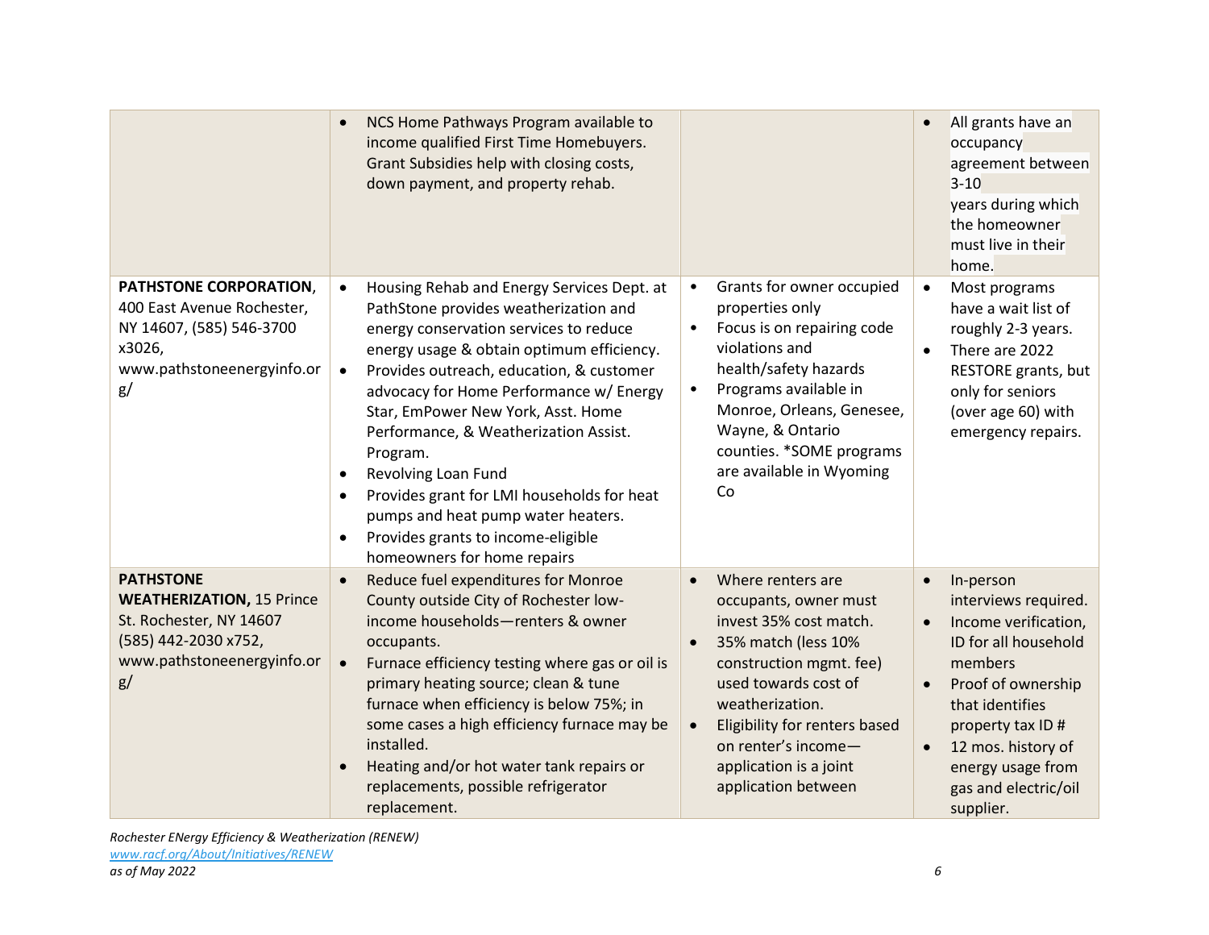| | | | |
|---|---|---|---|
| | • NCS Home Pathways Program available to income qualified First Time Homebuyers. Grant Subsidies help with closing costs, down payment, and property rehab. | | • All grants have an occupancy agreement between 3-10 years during which the homeowner must live in their home. |
| **PATHSTONE CORPORATION**, 400 East Avenue Rochester, NY 14607, (585) 546-3700 x3026, www.pathstoneenergyinfo.org/ | • Housing Rehab and Energy Services Dept. at PathStone provides weatherization and energy conservation services to reduce energy usage & obtain optimum efficiency.<br>• Provides outreach, education, & customer advocacy for Home Performance w/ Energy Star, EmPower New York, Asst. Home Performance, & Weatherization Assist. Program.<br>• Revolving Loan Fund<br>• Provides grant for LMI households for heat pumps and heat pump water heaters.<br>• Provides grants to income-eligible homeowners for home repairs | • Grants for owner occupied properties only<br>• Focus is on repairing code violations and health/safety hazards<br>• Programs available in Monroe, Orleans, Genesee, Wayne, & Ontario counties. *SOME programs are available in Wyoming Co | • Most programs have a wait list of roughly 2-3 years.<br>• There are 2022 RESTORE grants, but only for seniors (over age 60) with emergency repairs. |
| **PATHSTONE WEATHERIZATION,** 15 Prince St. Rochester, NY 14607 (585) 442-2030 x752, www.pathstoneenergyinfo.org/ | • Reduce fuel expenditures for Monroe County outside City of Rochester low-income households—renters & owner occupants.<br>• Furnace efficiency testing where gas or oil is primary heating source; clean & tune furnace when efficiency is below 75%; in some cases a high efficiency furnace may be installed.<br>• Heating and/or hot water tank repairs or replacements, possible refrigerator replacement. | • Where renters are occupants, owner must invest 35% cost match.<br>• 35% match (less 10% construction mgmt. fee) used towards cost of weatherization.<br>• Eligibility for renters based on renter's income—application is a joint application between | • In-person interviews required.<br>• Income verification, ID for all household members<br>• Proof of ownership that identifies property tax ID #<br>• 12 mos. history of energy usage from gas and electric/oil supplier. |

*Rochester ENergy Efficiency & Weatherization (RENEW)*
*www.racf.org/About/Initiatives/RENEW*
*as of May 2022*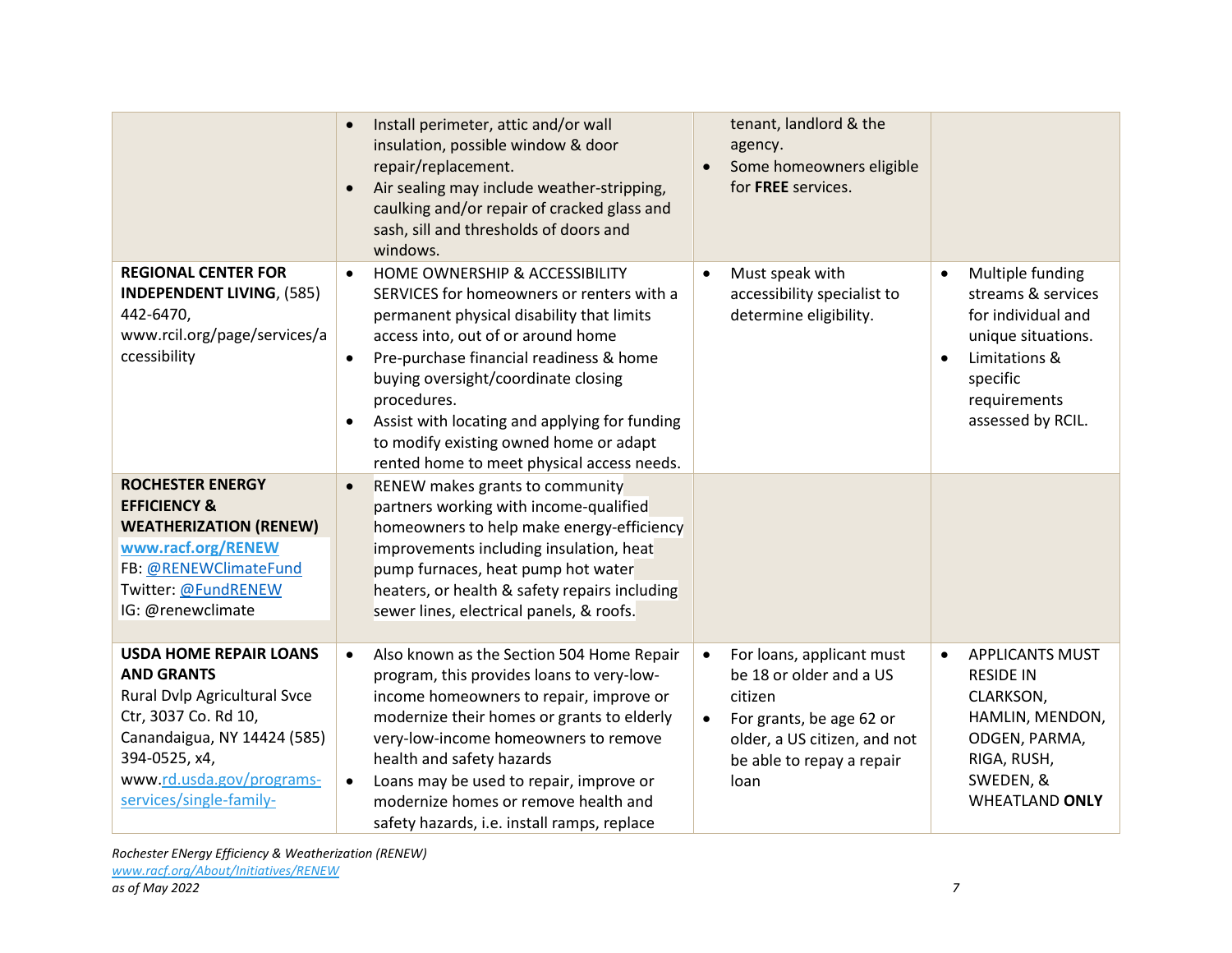| | | | |
|---|---|---|---|
| | • Install perimeter, attic and/or wall insulation, possible window & door repair/replacement.<br>• Air sealing may include weather-stripping, caulking and/or repair of cracked glass and sash, sill and thresholds of doors and windows. | tenant, landlord & the agency.<br>• Some homeowners eligible for **FREE** services. | |
| **REGIONAL CENTER FOR INDEPENDENT LIVING**, (585) 442-6470, www.rcil.org/page/services/accessibility | • HOME OWNERSHIP & ACCESSIBILITY SERVICES for homeowners or renters with a permanent physical disability that limits access into, out of or around home<br>• Pre-purchase financial readiness & home buying oversight/coordinate closing procedures.<br>• Assist with locating and applying for funding to modify existing owned home or adapt rented home to meet physical access needs. | • Must speak with accessibility specialist to determine eligibility. | • Multiple funding streams & services for individual and unique situations.<br>• Limitations & specific requirements assessed by RCIL. |
| **ROCHESTER ENERGY EFFICIENCY & WEATHERIZATION (RENEW)**<br>**www.racf.org/RENEW**<br>FB: @RENEWClimateFund<br>Twitter: @FundRENEW<br>IG: @renewclimate | • RENEW makes grants to community partners working with income-qualified homeowners to help make energy-efficiency improvements including insulation, heat pump furnaces, heat pump hot water heaters, or health & safety repairs including sewer lines, electrical panels, & roofs. | | |
| **USDA HOME REPAIR LOANS AND GRANTS**<br>Rural Dvlp Agricultural Svce Ctr, 3037 Co. Rd 10, Canandaigua, NY 14424 (585) 394-0525, x4, www.rd.usda.gov/programs-services/single-family- | • Also known as the Section 504 Home Repair program, this provides loans to very-low-income homeowners to repair, improve or modernize their homes or grants to elderly very-low-income homeowners to remove health and safety hazards<br>• Loans may be used to repair, improve or modernize homes or remove health and safety hazards, i.e. install ramps, replace | • For loans, applicant must be 18 or older and a US citizen<br>• For grants, be age 62 or older, a US citizen, and not be able to repay a repair loan | • APPLICANTS MUST RESIDE IN CLARKSON, HAMLIN, MENDON, ODGEN, PARMA, RIGA, RUSH, SWEDEN, & WHEATLAND **ONLY** |

*Rochester ENergy Efficiency & Weatherization (RENEW)*
*www.racf.org/About/Initiatives/RENEW*
*as of May 2022*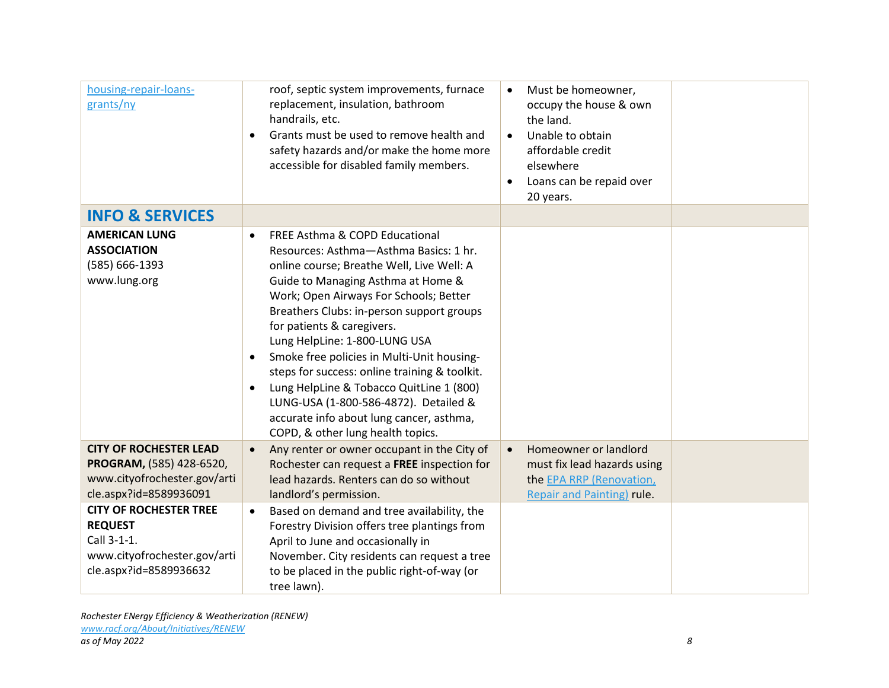| | | | |
|---|---|---|---|
| [housing-repair-loans-grants/ny]() | roof, septic system improvements, furnace replacement, insulation, bathroom handrails, etc.<br>• Grants must be used to remove health and safety hazards and/or make the home more accessible for disabled family members. | • Must be homeowner, occupy the house & own the land.<br>• Unable to obtain affordable credit elsewhere<br>• Loans can be repaid over 20 years. | |
| **INFO & SERVICES** | | | |
| **AMERICAN LUNG ASSOCIATION** (585) 666-1393 www.lung.org | • FREE Asthma & COPD Educational Resources: Asthma—Asthma Basics: 1 hr. online course; Breathe Well, Live Well: A Guide to Managing Asthma at Home & Work; Open Airways For Schools; Better Breathers Clubs: in-person support groups for patients & caregivers. Lung HelpLine: 1-800-LUNG USA<br>• Smoke free policies in Multi-Unit housing-steps for success: online training & toolkit.<br>• Lung HelpLine & Tobacco QuitLine 1 (800) LUNG-USA (1-800-586-4872). Detailed & accurate info about lung cancer, asthma, COPD, & other lung health topics. | | |
| **CITY OF ROCHESTER LEAD PROGRAM,** (585) 428-6520, www.cityofrochester.gov/article.aspx?id=8589936091 | • Any renter or owner occupant in the City of Rochester can request a **FREE** inspection for lead hazards. Renters can do so without landlord's permission. | • Homeowner or landlord must fix lead hazards using the [EPA RRP (Renovation, Repair and Painting)]() rule. | |
| **CITY OF ROCHESTER TREE REQUEST** Call 3-1-1. www.cityofrochester.gov/article.aspx?id=8589936632 | • Based on demand and tree availability, the Forestry Division offers tree plantings from April to June and occasionally in November. City residents can request a tree to be placed in the public right-of-way (or tree lawn). | | |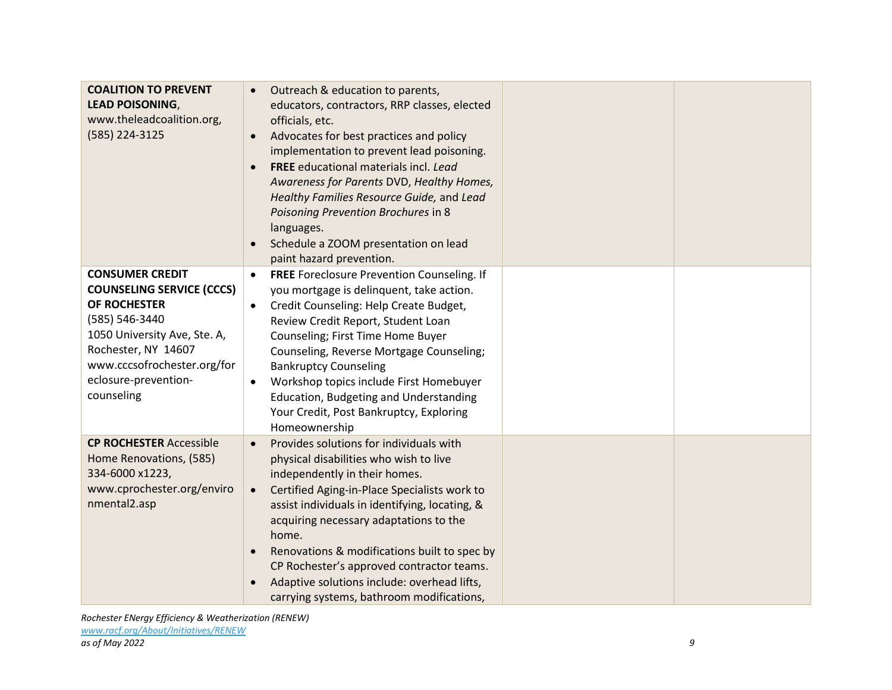| | | | |
|---|---|---|---|
| **COALITION TO PREVENT LEAD POISONING**, www.theleadcoalition.org, (585) 224-3125 | • Outreach & education to parents, educators, contractors, RRP classes, elected officials, etc.<br>• Advocates for best practices and policy implementation to prevent lead poisoning.<br>• **FREE** educational materials incl. *Lead Awareness for Parents* DVD, *Healthy Homes, Healthy Families Resource Guide,* and *Lead Poisoning Prevention Brochures* in 8 languages.<br>• Schedule a ZOOM presentation on lead paint hazard prevention. | | |
| **CONSUMER CREDIT COUNSELING SERVICE (CCCS) OF ROCHESTER** (585) 546-3440 1050 University Ave, Ste. A, Rochester, NY 14607 www.cccsofrochester.org/foreclosure-prevention-counseling | • **FREE** Foreclosure Prevention Counseling. If you mortgage is delinquent, take action.<br>• Credit Counseling: Help Create Budget, Review Credit Report, Student Loan Counseling; First Time Home Buyer Counseling, Reverse Mortgage Counseling; Bankruptcy Counseling<br>• Workshop topics include First Homebuyer Education, Budgeting and Understanding Your Credit, Post Bankruptcy, Exploring Homeownership | | |
| **CP ROCHESTER** Accessible Home Renovations, (585) 334-6000 x1223, www.cprochester.org/environmental2.asp | • Provides solutions for individuals with physical disabilities who wish to live independently in their homes.<br>• Certified Aging-in-Place Specialists work to assist individuals in identifying, locating, & acquiring necessary adaptations to the home.<br>• Renovations & modifications built to spec by CP Rochester's approved contractor teams.<br>• Adaptive solutions include: overhead lifts, carrying systems, bathroom modifications, | | |

*Rochester ENergy Efficiency & Weatherization (RENEW)*
*www.racf.org/About/Initiatives/RENEW*
*as of May 2022*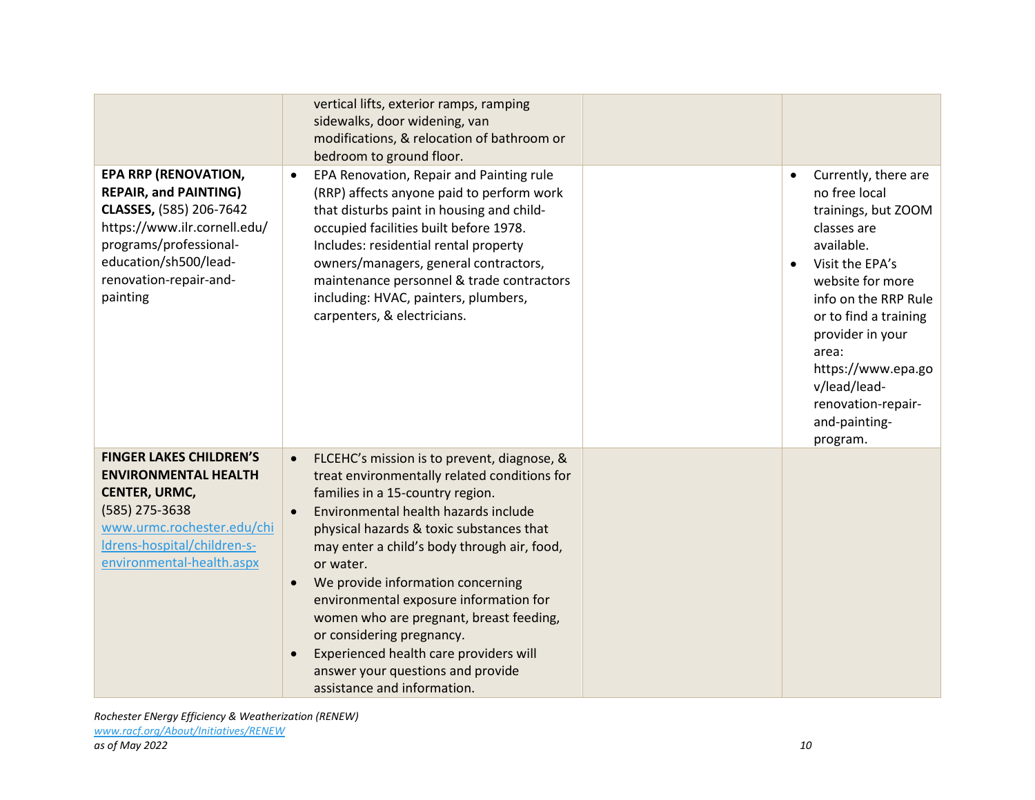| | | | |
|---|---|---|---|
| | vertical lifts, exterior ramps, ramping sidewalks, door widening, van modifications, & relocation of bathroom or bedroom to ground floor. | | |
| **EPA RRP (RENOVATION, REPAIR, and PAINTING) CLASSES,** (585) 206-7642 https://www.ilr.cornell.edu/programs/professional-education/sh500/lead-renovation-repair-and-painting | • EPA Renovation, Repair and Painting rule (RRP) affects anyone paid to perform work that disturbs paint in housing and child-occupied facilities built before 1978. Includes: residential rental property owners/managers, general contractors, maintenance personnel & trade contractors including: HVAC, painters, plumbers, carpenters, & electricians. | | • Currently, there are no free local trainings, but ZOOM classes are available.<br>• Visit the EPA's website for more info on the RRP Rule or to find a training provider in your area: https://www.epa.gov/lead/lead-renovation-repair-and-painting-program. |
| **FINGER LAKES CHILDREN'S ENVIRONMENTAL HEALTH CENTER, URMC,** (585) 275-3638 [www.urmc.rochester.edu/childrens-hospital/children-s-environmental-health.aspx](www.urmc.rochester.edu/childrens-hospital/children-s-environmental-health.aspx) | • FLCEHC's mission is to prevent, diagnose, & treat environmentally related conditions for families in a 15-country region.<br>• Environmental health hazards include physical hazards & toxic substances that may enter a child's body through air, food, or water.<br>• We provide information concerning environmental exposure information for women who are pregnant, breast feeding, or considering pregnancy.<br>• Experienced health care providers will answer your questions and provide assistance and information. | | |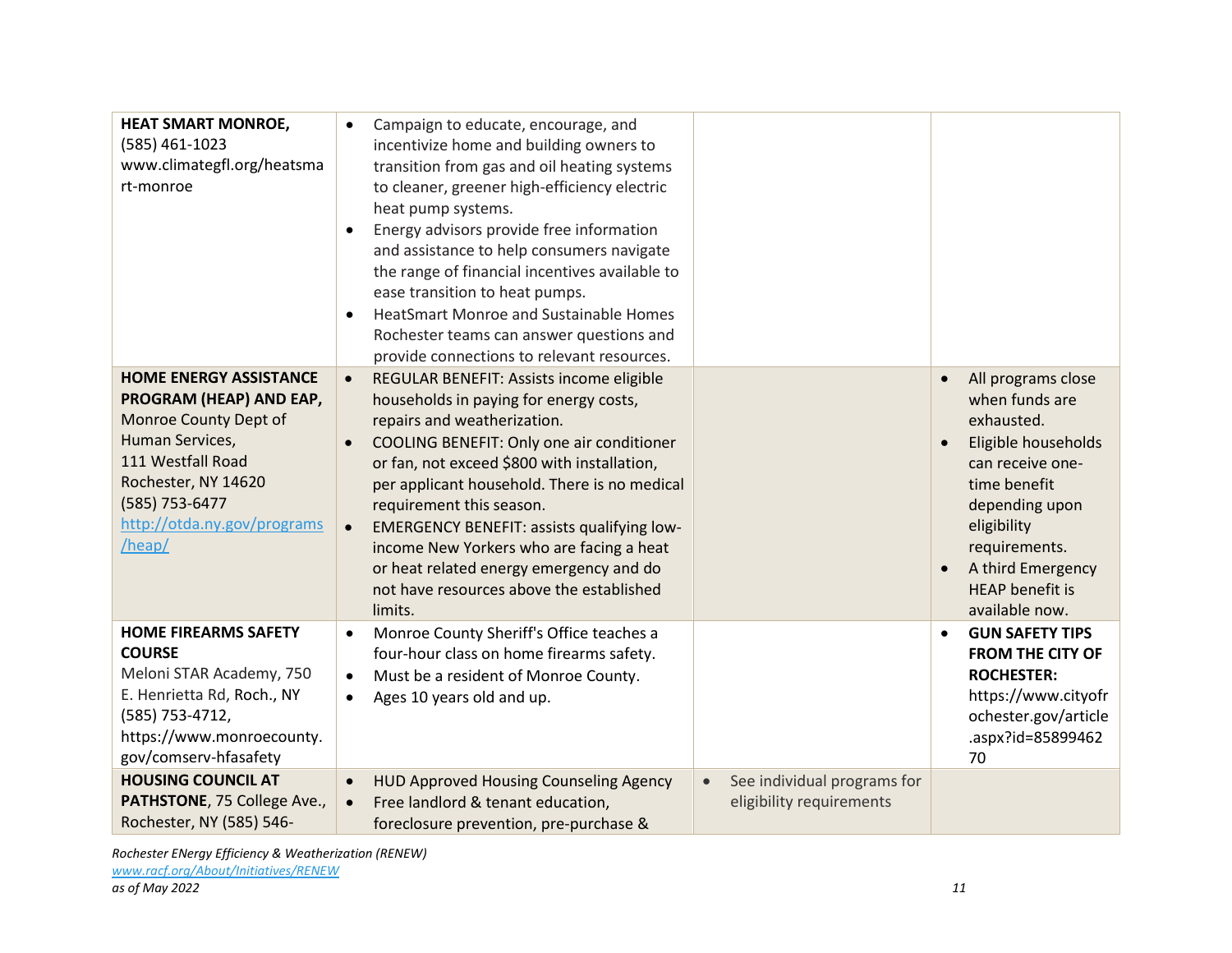| | | | |
|---|---|---|---|
| **HEAT SMART MONROE,** (585) 461-1023 www.climategfl.org/heatsmart-monroe | • Campaign to educate, encourage, and incentivize home and building owners to transition from gas and oil heating systems to cleaner, greener high-efficiency electric heat pump systems.<br>• Energy advisors provide free information and assistance to help consumers navigate the range of financial incentives available to ease transition to heat pumps.<br>• HeatSmart Monroe and Sustainable Homes Rochester teams can answer questions and provide connections to relevant resources. | | |
| **HOME ENERGY ASSISTANCE PROGRAM (HEAP) AND EAP,** Monroe County Dept of Human Services, 111 Westfall Road Rochester, NY 14620 (585) 753-6477 [http://otda.ny.gov/programs/heap/](http://otda.ny.gov/programs/heap/) | • REGULAR BENEFIT: Assists income eligible households in paying for energy costs, repairs and weatherization.<br>• COOLING BENEFIT: Only one air conditioner or fan, not exceed $800 with installation, per applicant household. There is no medical requirement this season.<br>• EMERGENCY BENEFIT: assists qualifying low-income New Yorkers who are facing a heat or heat related energy emergency and do not have resources above the established limits. | | • All programs close when funds are exhausted.<br>• Eligible households can receive one-time benefit depending upon eligibility requirements.<br>• A third Emergency HEAP benefit is available now. |
| **HOME FIREARMS SAFETY COURSE** Meloni STAR Academy, 750 E. Henrietta Rd, Roch., NY (585) 753-4712, https://www.monroecounty.gov/comserv-hfasafety | • Monroe County Sheriff's Office teaches a four-hour class on home firearms safety.<br>• Must be a resident of Monroe County.<br>• Ages 10 years old and up. | | • **GUN SAFETY TIPS FROM THE CITY OF ROCHESTER:** https://www.cityofrochester.gov/article.aspx?id=8589946270 |
| **HOUSING COUNCIL AT PATHSTONE,** 75 College Ave., Rochester, NY (585) 546- | • HUD Approved Housing Counseling Agency<br>• Free landlord & tenant education, foreclosure prevention, pre-purchase & | • See individual programs for eligibility requirements | |

*Rochester ENergy Efficiency & Weatherization (RENEW)*
*[www.racf.org/About/Initiatives/RENEW](www.racf.org/About/Initiatives/RENEW)*
*as of May 2022*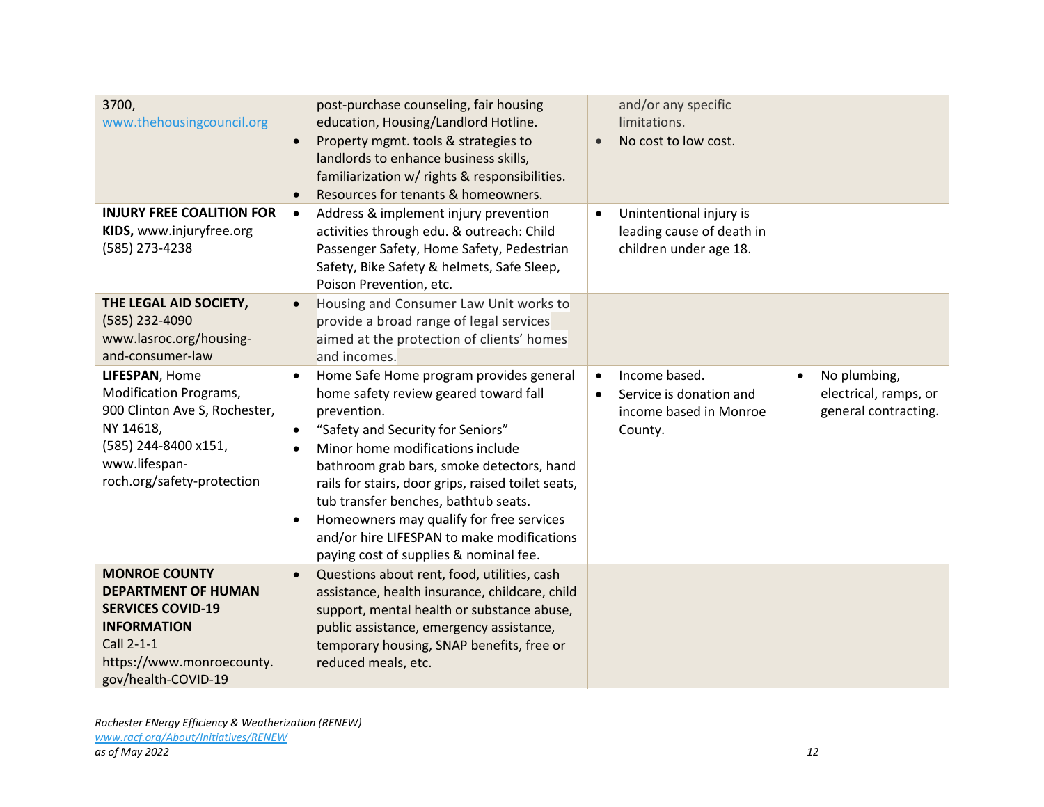| | | | |
|---|---|---|---|
| 3700, www.thehousingcouncil.org | post-purchase counseling, fair housing education, Housing/Landlord Hotline.<br>• Property mgmt. tools & strategies to landlords to enhance business skills, familiarization w/ rights & responsibilities.<br>• Resources for tenants & homeowners. | and/or any specific limitations.<br>• No cost to low cost. | |
| **INJURY FREE COALITION FOR KIDS,** www.injuryfree.org (585) 273-4238 | • Address & implement injury prevention activities through edu. & outreach: Child Passenger Safety, Home Safety, Pedestrian Safety, Bike Safety & helmets, Safe Sleep, Poison Prevention, etc. | • Unintentional injury is leading cause of death in children under age 18. | |
| **THE LEGAL AID SOCIETY,** (585) 232-4090 www.lasroc.org/housing-and-consumer-law | • Housing and Consumer Law Unit works to provide a broad range of legal services aimed at the protection of clients' homes and incomes. | | |
| **LIFESPAN**, Home Modification Programs, 900 Clinton Ave S, Rochester, NY 14618, (585) 244-8400 x151, www.lifespan-roch.org/safety-protection | • Home Safe Home program provides general home safety review geared toward fall prevention.<br>• "Safety and Security for Seniors"<br>• Minor home modifications include bathroom grab bars, smoke detectors, hand rails for stairs, door grips, raised toilet seats, tub transfer benches, bathtub seats.<br>• Homeowners may qualify for free services and/or hire LIFESPAN to make modifications paying cost of supplies & nominal fee. | • Income based.<br>• Service is donation and income based in Monroe County. | • No plumbing, electrical, ramps, or general contracting. |
| **MONROE COUNTY DEPARTMENT OF HUMAN SERVICES COVID-19 INFORMATION** Call 2-1-1 https://www.monroecounty.gov/health-COVID-19 | • Questions about rent, food, utilities, cash assistance, health insurance, childcare, child support, mental health or substance abuse, public assistance, emergency assistance, temporary housing, SNAP benefits, free or reduced meals, etc. | | |

*Rochester ENergy Efficiency & Weatherization (RENEW)*
*www.racf.org/About/Initiatives/RENEW*
*as of May 2022*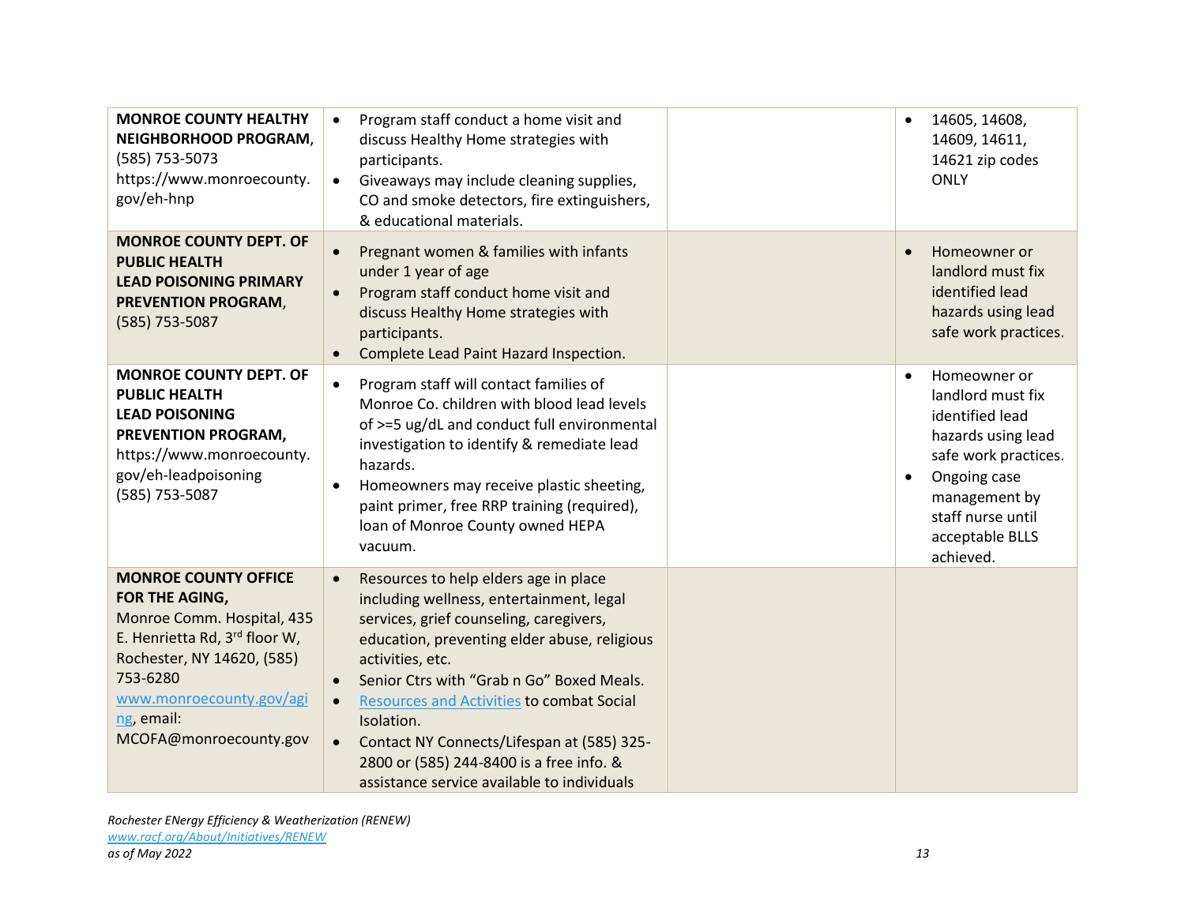| | | | |
|---|---|---|---|
| **MONROE COUNTY HEALTHY NEIGHBORHOOD PROGRAM**, (585) 753-5073 https://www.monroecounty.gov/eh-hnp | • Program staff conduct a home visit and discuss Healthy Home strategies with participants.<br>• Giveaways may include cleaning supplies, CO and smoke detectors, fire extinguishers, & educational materials. | | • 14605, 14608, 14609, 14611, 14621 zip codes ONLY |
| **MONROE COUNTY DEPT. OF PUBLIC HEALTH LEAD POISONING PRIMARY PREVENTION PROGRAM**, (585) 753-5087 | • Pregnant women & families with infants under 1 year of age<br>• Program staff conduct home visit and discuss Healthy Home strategies with participants.<br>• Complete Lead Paint Hazard Inspection. | | • Homeowner or landlord must fix identified lead hazards using lead safe work practices. |
| **MONROE COUNTY DEPT. OF PUBLIC HEALTH LEAD POISONING PREVENTION PROGRAM,** https://www.monroecounty.gov/eh-leadpoisoning (585) 753-5087 | • Program staff will contact families of Monroe Co. children with blood lead levels of >=5 ug/dL and conduct full environmental investigation to identify & remediate lead hazards.<br>• Homeowners may receive plastic sheeting, paint primer, free RRP training (required), loan of Monroe County owned HEPA vacuum. | | • Homeowner or landlord must fix identified lead hazards using lead safe work practices.<br>• Ongoing case management by staff nurse until acceptable BLLS achieved. |
| **MONROE COUNTY OFFICE FOR THE AGING,** Monroe Comm. Hospital, 435 E. Henrietta Rd, 3rd floor W, Rochester, NY 14620, (585) 753-6280 www.monroecounty.gov/aging, email: MCOFA@monroecounty.gov | • Resources to help elders age in place including wellness, entertainment, legal services, grief counseling, caregivers, education, preventing elder abuse, religious activities, etc.<br>• Senior Ctrs with "Grab n Go" Boxed Meals.<br>• Resources and Activities to combat Social Isolation.<br>• Contact NY Connects/Lifespan at (585) 325-2800 or (585) 244-8400 is a free info. & assistance service available to individuals | | |

*Rochester ENergy Efficiency & Weatherization (RENEW)*
*www.racf.org/About/Initiatives/RENEW*
*as of May 2022*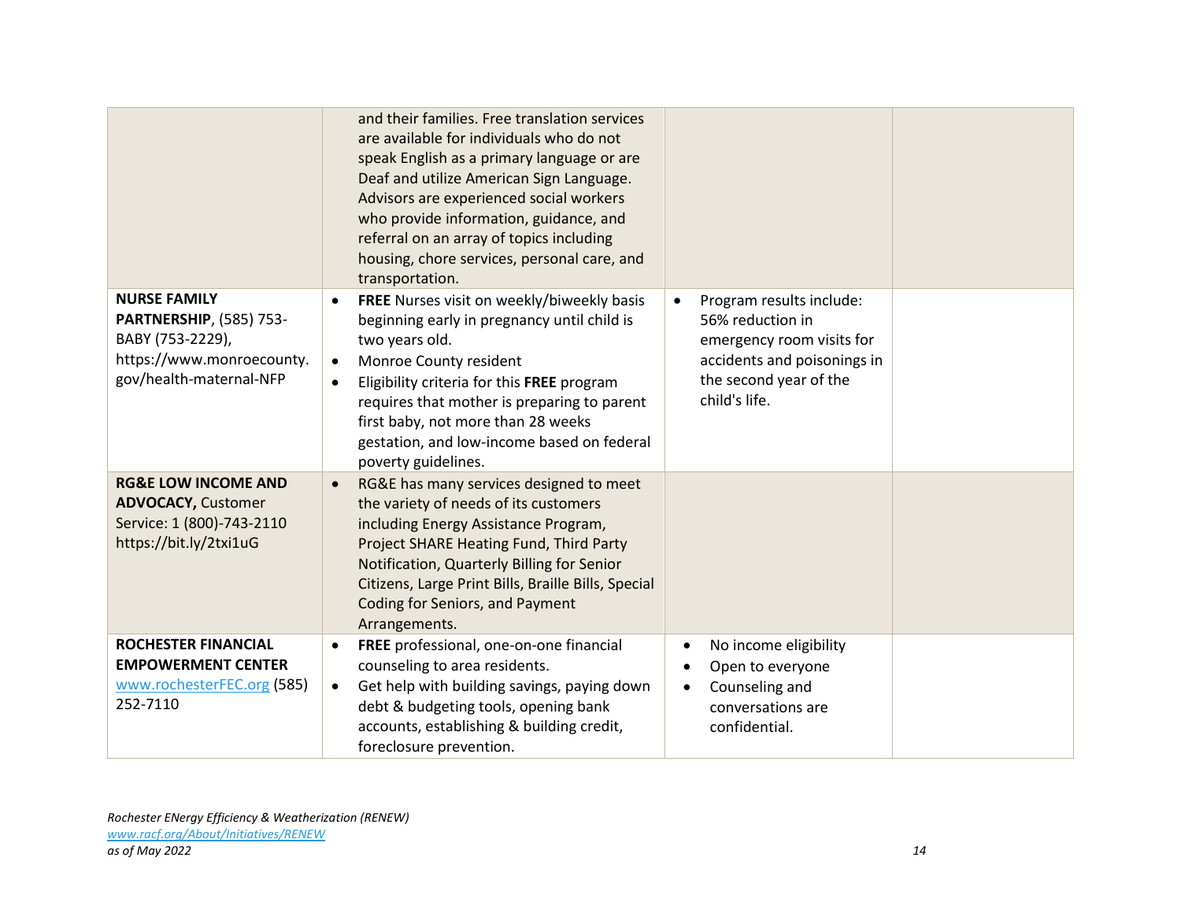| | | | |
|---|---|---|---|
| | and their families. Free translation services are available for individuals who do not speak English as a primary language or are Deaf and utilize American Sign Language. Advisors are experienced social workers who provide information, guidance, and referral on an array of topics including housing, chore services, personal care, and transportation. | | |
| **NURSE FAMILY PARTNERSHIP**, (585) 753-BABY (753-2229), https://www.monroecounty.gov/health-maternal-NFP | • **FREE** Nurses visit on weekly/biweekly basis beginning early in pregnancy until child is two years old.<br>• Monroe County resident<br>• Eligibility criteria for this **FREE** program requires that mother is preparing to parent first baby, not more than 28 weeks gestation, and low-income based on federal poverty guidelines. | • Program results include: 56% reduction in emergency room visits for accidents and poisonings in the second year of the child's life. | |
| **RG&E LOW INCOME AND ADVOCACY,** Customer Service: 1 (800)-743-2110 https://bit.ly/2txi1uG | • RG&E has many services designed to meet the variety of needs of its customers including Energy Assistance Program, Project SHARE Heating Fund, Third Party Notification, Quarterly Billing for Senior Citizens, Large Print Bills, Braille Bills, Special Coding for Seniors, and Payment Arrangements. | | |
| **ROCHESTER FINANCIAL EMPOWERMENT CENTER** www.rochesterFEC.org (585) 252-7110 | • **FREE** professional, one-on-one financial counseling to area residents.<br>• Get help with building savings, paying down debt & budgeting tools, opening bank accounts, establishing & building credit, foreclosure prevention. | • No income eligibility<br>• Open to everyone<br>• Counseling and conversations are confidential. | |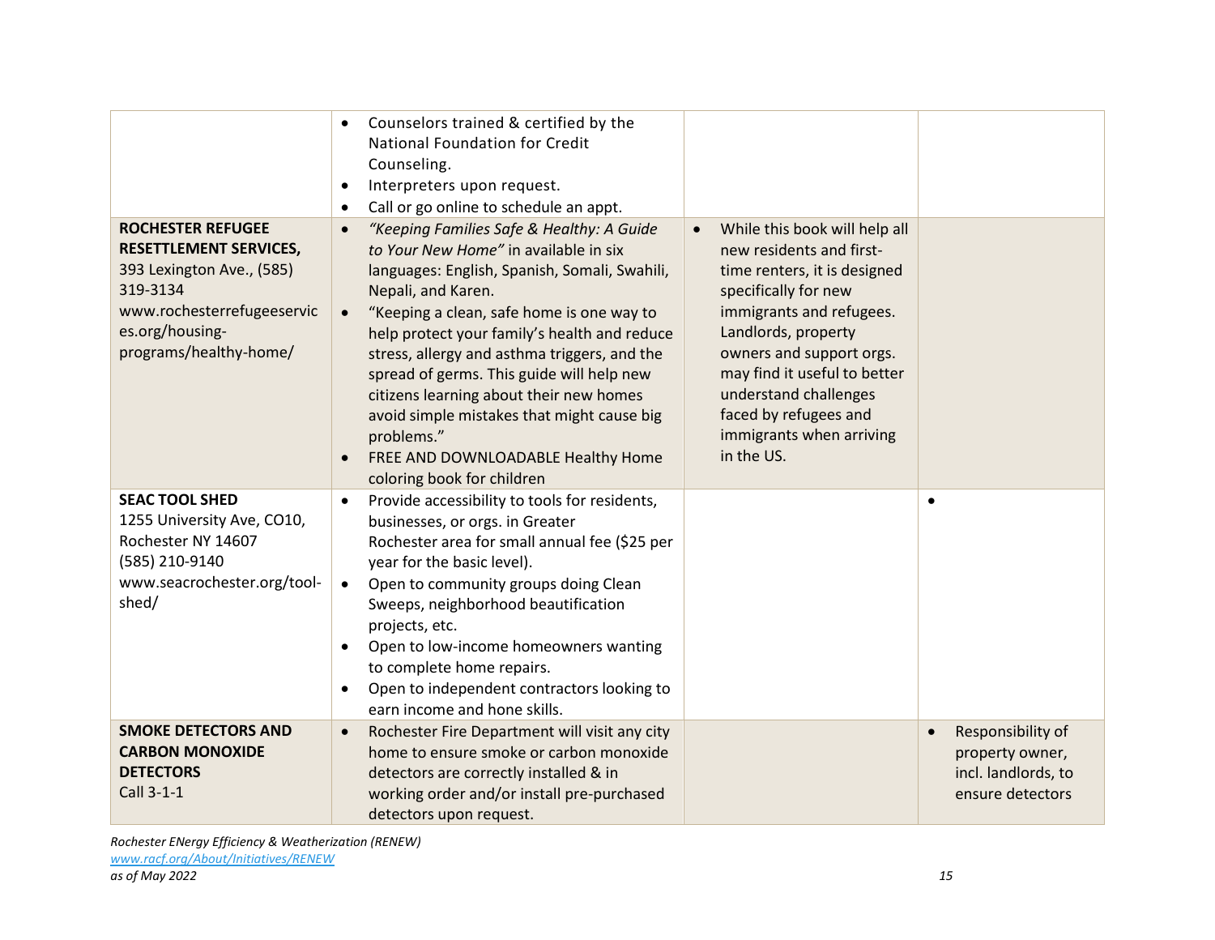| | | | |
|---|---|---|---|
| | • Counselors trained & certified by the National Foundation for Credit Counseling.<br>• Interpreters upon request.<br>• Call or go online to schedule an appt. | | |
| **ROCHESTER REFUGEE RESETTLEMENT SERVICES,** 393 Lexington Ave., (585) 319-3134 www.rochesterrefugeeservices.org/housing-programs/healthy-home/ | • *"Keeping Families Safe & Healthy: A Guide to Your New Home"* in available in six languages: English, Spanish, Somali, Swahili, Nepali, and Karen.<br>• "Keeping a clean, safe home is one way to help protect your family's health and reduce stress, allergy and asthma triggers, and the spread of germs. This guide will help new citizens learning about their new homes avoid simple mistakes that might cause big problems."<br>• FREE AND DOWNLOADABLE Healthy Home coloring book for children | • While this book will help all new residents and first-time renters, it is designed specifically for new immigrants and refugees. Landlords, property owners and support orgs. may find it useful to better understand challenges faced by refugees and immigrants when arriving in the US. | |
| **SEAC TOOL SHED** 1255 University Ave, CO10, Rochester NY 14607 (585) 210-9140 www.seacrochester.org/tool-shed/ | • Provide accessibility to tools for residents, businesses, or orgs. in Greater Rochester area for small annual fee ($25 per year for the basic level).<br>• Open to community groups doing Clean Sweeps, neighborhood beautification projects, etc.<br>• Open to low-income homeowners wanting to complete home repairs.<br>• Open to independent contractors looking to earn income and hone skills. | | • |
| **SMOKE DETECTORS AND CARBON MONOXIDE DETECTORS** Call 3-1-1 | • Rochester Fire Department will visit any city home to ensure smoke or carbon monoxide detectors are correctly installed & in working order and/or install pre-purchased detectors upon request. | | • Responsibility of property owner, incl. landlords, to ensure detectors |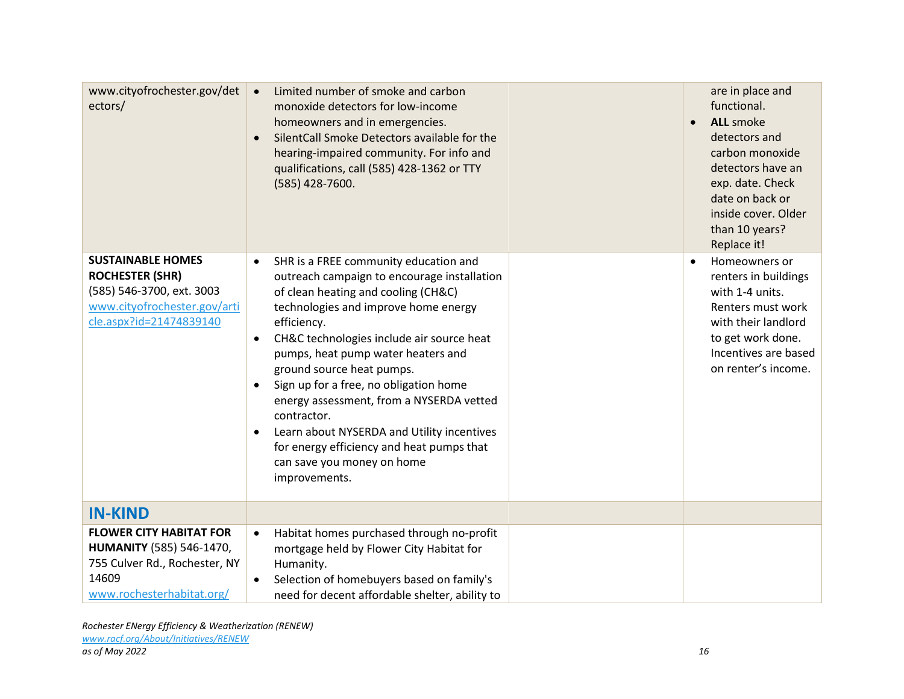| | | | |
|---|---|---|---|
| www.cityofrochester.gov/detectors/ | • Limited number of smoke and carbon monoxide detectors for low-income homeowners and in emergencies.<br>• SilentCall Smoke Detectors available for the hearing-impaired community. For info and qualifications, call (585) 428-1362 or TTY (585) 428-7600. | | are in place and functional.<br>• **ALL** smoke detectors and carbon monoxide detectors have an exp. date. Check date on back or inside cover. Older than 10 years? Replace it! |
| **SUSTAINABLE HOMES ROCHESTER (SHR)** (585) 546-3700, ext. 3003 [www.cityofrochester.gov/article.aspx?id=21474839140](www.cityofrochester.gov/article.aspx?id=21474839140) | • SHR is a FREE community education and outreach campaign to encourage installation of clean heating and cooling (CH&C) technologies and improve home energy efficiency.<br>• CH&C technologies include air source heat pumps, heat pump water heaters and ground source heat pumps.<br>• Sign up for a free, no obligation home energy assessment, from a NYSERDA vetted contractor.<br>• Learn about NYSERDA and Utility incentives for energy efficiency and heat pumps that can save you money on home improvements. | | • Homeowners or renters in buildings with 1-4 units. Renters must work with their landlord to get work done. Incentives are based on renter's income. |
| **IN-KIND** | | | |
| **FLOWER CITY HABITAT FOR HUMANITY** (585) 546-1470, 755 Culver Rd., Rochester, NY 14609 [www.rochesterhabitat.org/](www.rochesterhabitat.org/) | • Habitat homes purchased through no-profit mortgage held by Flower City Habitat for Humanity.<br>• Selection of homebuyers based on family's need for decent affordable shelter, ability to | | |

*Rochester ENergy Efficiency & Weatherization (RENEW)*
*[www.racf.org/About/Initiatives/RENEW](www.racf.org/About/Initiatives/RENEW)*
*as of May 2022*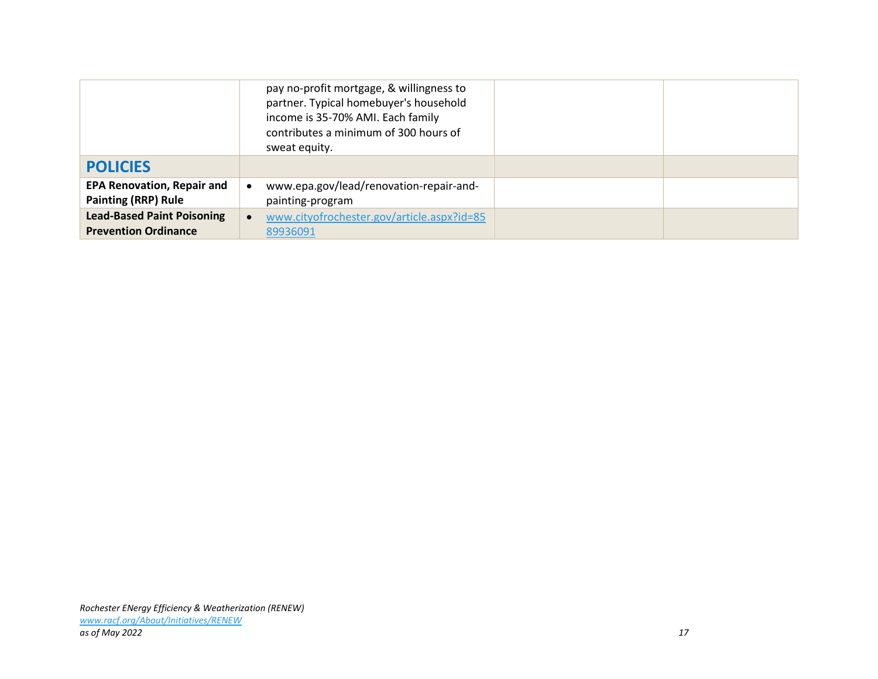| | | | |
|---|---|---|---|
| | pay no-profit mortgage, & willingness to partner. Typical homebuyer's household income is 35-70% AMI. Each family contributes a minimum of 300 hours of sweat equity. | | |
| **POLICIES** | | | |
| **EPA Renovation, Repair and Painting (RRP) Rule** | • www.epa.gov/lead/renovation-repair-and-painting-program | | |
| **Lead-Based Paint Poisoning Prevention Ordinance** | • www.cityofrochester.gov/article.aspx?id=8589936091 | | |

*Rochester ENergy Efficiency & Weatherization (RENEW)*
*www.racf.org/About/Initiatives/RENEW*
*as of May 2022*